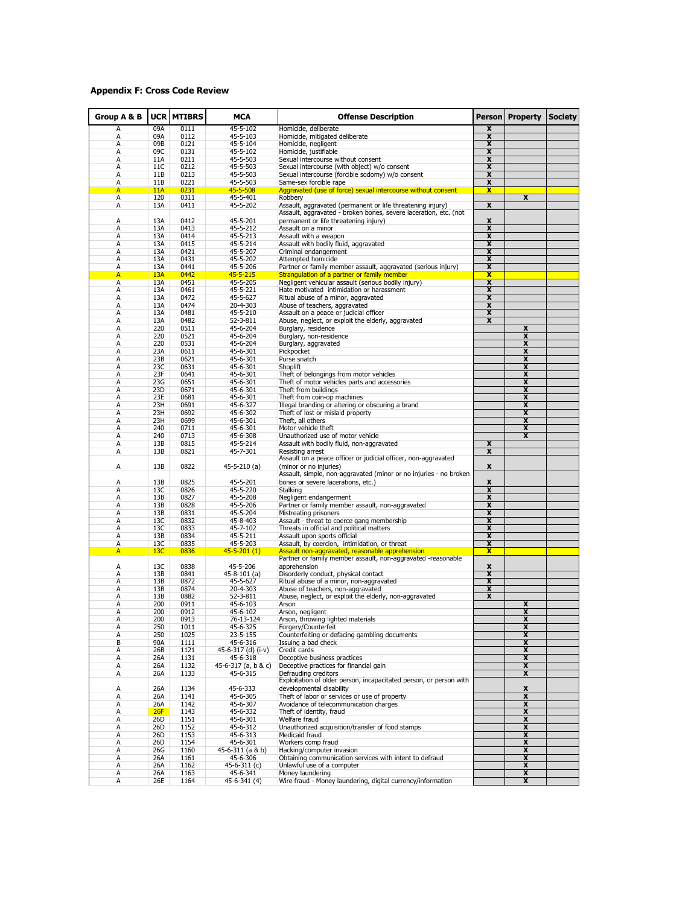### Appendix F: Cross Code Review

| Group A & B | UCR | MTIBRS | MCA | Offense Description | Person | Property | Society |
|---|---|---|---|---|---|---|---|
| A | 09A | 0111 | 45-5-102 | Homicide, deliberate | X | | |
| A | 09A | 0112 | 45-5-103 | Homicide, mitigated deliberate | X | | |
| A | 09B | 0121 | 45-5-104 | Homicide, negligent | X | | |
| A | 09C | 0131 | 45-5-102 | Homicide, justifiable | X | | |
| A | 11A | 0211 | 45-5-503 | Sexual intercourse without consent | X | | |
| A | 11C | 0212 | 45-5-503 | Sexual intercourse (with object) w/o consent | X | | |
| A | 11B | 0213 | 45-5-503 | Sexual intercourse (forcible sodomy) w/o consent | X | | |
| A | 11B | 0221 | 45-5-503 | Same-sex forcible rape | X | | |
| A | 11A | 0231 | 45-5-508 | Aggravated (use of force) sexual intercourse without consent | X | | |
| A | 120 | 0311 | 45-5-401 | Robbery | | X | |
| A | 13A | 0411 | 45-5-202 | Assault, aggravated (permanent or life threatening injury) | X | | |
| A | 13A | 0412 | 45-5-201 | Assault, aggravated - broken bones, severe laceration, etc. (not permanent or life threatening injury) | X | | |
| A | 13A | 0413 | 45-5-212 | Assault on a minor | X | | |
| A | 13A | 0414 | 45-5-213 | Assault with a weapon | X | | |
| A | 13A | 0415 | 45-5-214 | Assault with bodily fluid, aggravated | X | | |
| A | 13A | 0421 | 45-5-207 | Criminal endangerment | X | | |
| A | 13A | 0431 | 45-5-202 | Attempted homicide | X | | |
| A | 13A | 0441 | 45-5-206 | Partner or family member assault, aggravated (serious injury) | X | | |
| A | 13A | 0442 | 45-5-215 | Strangulation of a partner or family member | X | | |
| A | 13A | 0451 | 45-5-205 | Negligent vehicular assault (serious bodily injury) | X | | |
| A | 13A | 0461 | 45-5-221 | Hate motivated intimidation or harassment | X | | |
| A | 13A | 0472 | 45-5-627 | Ritual abuse of a minor, aggravated | X | | |
| A | 13A | 0474 | 20-4-303 | Abuse of teachers, aggravated | X | | |
| A | 13A | 0481 | 45-5-210 | Assault on a peace or judicial officer | X | | |
| A | 13A | 0482 | 52-3-811 | Abuse, neglect, or exploit the elderly, aggravated | X | | |
| A | 220 | 0511 | 45-6-204 | Burglary, residence | | X | |
| A | 220 | 0521 | 45-6-204 | Burglary, non-residence | | X | |
| A | 220 | 0531 | 45-6-204 | Burglary, aggravated | | X | |
| A | 23A | 0611 | 45-6-301 | Pickpocket | | X | |
| A | 23B | 0621 | 45-6-301 | Purse snatch | | X | |
| A | 23C | 0631 | 45-6-301 | Shoplift | | X | |
| A | 23F | 0641 | 45-6-301 | Theft of belongings from motor vehicles | | X | |
| A | 23G | 0651 | 45-6-301 | Theft of motor vehicles parts and accessories | | X | |
| A | 23D | 0671 | 45-6-301 | Theft from buildings | | X | |
| A | 23E | 0681 | 45-6-301 | Theft from coin-op machines | | X | |
| A | 23H | 0691 | 45-6-327 | Illegal branding or altering or obscuring a brand | | X | |
| A | 23H | 0692 | 45-6-302 | Theft of lost or mislaid property | | X | |
| A | 23H | 0699 | 45-6-301 | Theft, all others | | X | |
| A | 240 | 0711 | 45-6-301 | Motor vehicle theft | | X | |
| A | 240 | 0713 | 45-6-308 | Unauthorized use of motor vehicle | | X | |
| A | 13B | 0815 | 45-5-214 | Assault with bodily fluid, non-aggravated | X | | |
| A | 13B | 0821 | 45-7-301 | Resisting arrest | X | | |
| A | 13B | 0822 | 45-5-210 (a) | Assault on a peace officer or judicial officer, non-aggravated (minor or no injuries) | X | | |
| A | 13B | 0825 | 45-5-201 | Assault, simple, non-aggravated (minor or no injuries - no broken bones or severe lacerations, etc.) | X | | |
| A | 13C | 0826 | 45-5-220 | Stalking | X | | |
| A | 13B | 0827 | 45-5-208 | Negligent endangerment | X | | |
| A | 13B | 0828 | 45-5-206 | Partner or family member assault, non-aggravated | X | | |
| A | 13B | 0831 | 45-5-204 | Mistreating prisoners | X | | |
| A | 13C | 0832 | 45-8-403 | Assault - threat to coerce gang membership | X | | |
| A | 13C | 0833 | 45-7-102 | Threats in official and political matters | X | | |
| A | 13B | 0834 | 45-5-211 | Assault upon sports official | X | | |
| A | 13C | 0835 | 45-5-203 | Assault, by coercion, intimidation, or threat | X | | |
| A | 13C | 0836 | 45-5-201 (1) | Assault non-aggravated, reasonable apprehension | X | | |
| A | 13C | 0838 | 45-5-206 | Partner or family member assault, non-aggravated -reasonable apprehension | X | | |
| A | 13B | 0841 | 45-8-101 (a) | Disorderly conduct, physical contact | X | | |
| A | 13B | 0872 | 45-5-627 | Ritual abuse of a minor, non-aggravated | X | | |
| A | 13B | 0874 | 20-4-303 | Abuse of teachers, non-aggravated | X | | |
| A | 13B | 0882 | 52-3-811 | Abuse, neglect, or exploit the elderly, non-aggravated | X | | |
| A | 200 | 0911 | 45-6-103 | Arson | | X | |
| A | 200 | 0912 | 45-6-102 | Arson, negligent | | X | |
| A | 200 | 0913 | 76-13-124 | Arson, throwing lighted materials | | X | |
| A | 250 | 1011 | 45-6-325 | Forgery/Counterfeit | | X | |
| A | 250 | 1025 | 23-5-155 | Counterfeiting or defacing gambling documents | | X | |
| B | 90A | 1111 | 45-6-316 | Issuing a bad check | | X | |
| A | 26B | 1121 | 45-6-317 (d) (i-v) | Credit cards | | X | |
| A | 26A | 1131 | 45-6-318 | Deceptive business practices | | X | |
| A | 26A | 1132 | 45-6-317 (a, b & c) | Deceptive practices for financial gain | | X | |
| A | 26A | 1133 | 45-6-315 | Defrauding creditors | | X | |
| A | 26A | 1134 | 45-6-333 | Exploitation of older person, incapacitated person, or person with developmental disability | | X | |
| A | 26A | 1141 | 45-6-305 | Theft of labor or services or use of property | | X | |
| A | 26A | 1142 | 45-6-307 | Avoidance of telecommunication charges | | X | |
| A | 26F | 1143 | 45-6-332 | Theft of identity, fraud | | X | |
| A | 26D | 1151 | 45-6-301 | Welfare fraud | | X | |
| A | 26D | 1152 | 45-6-312 | Unauthorized acquisition/transfer of food stamps | | X | |
| A | 26D | 1153 | 45-6-313 | Medicaid fraud | | X | |
| A | 26D | 1154 | 45-6-301 | Workers comp fraud | | X | |
| A | 26G | 1160 | 45-6-311 (a & b) | Hacking/computer invasion | | X | |
| A | 26A | 1161 | 45-6-306 | Obtaining communication services with intent to defraud | | X | |
| A | 26A | 1162 | 45-6-311 (c) | Unlawful use of a computer | | X | |
| A | 26A | 1163 | 45-6-341 | Money laundering | | X | |
| A | 26E | 1164 | 45-6-341 (4) | Wire fraud - Money laundering, digital currency/information | | X | |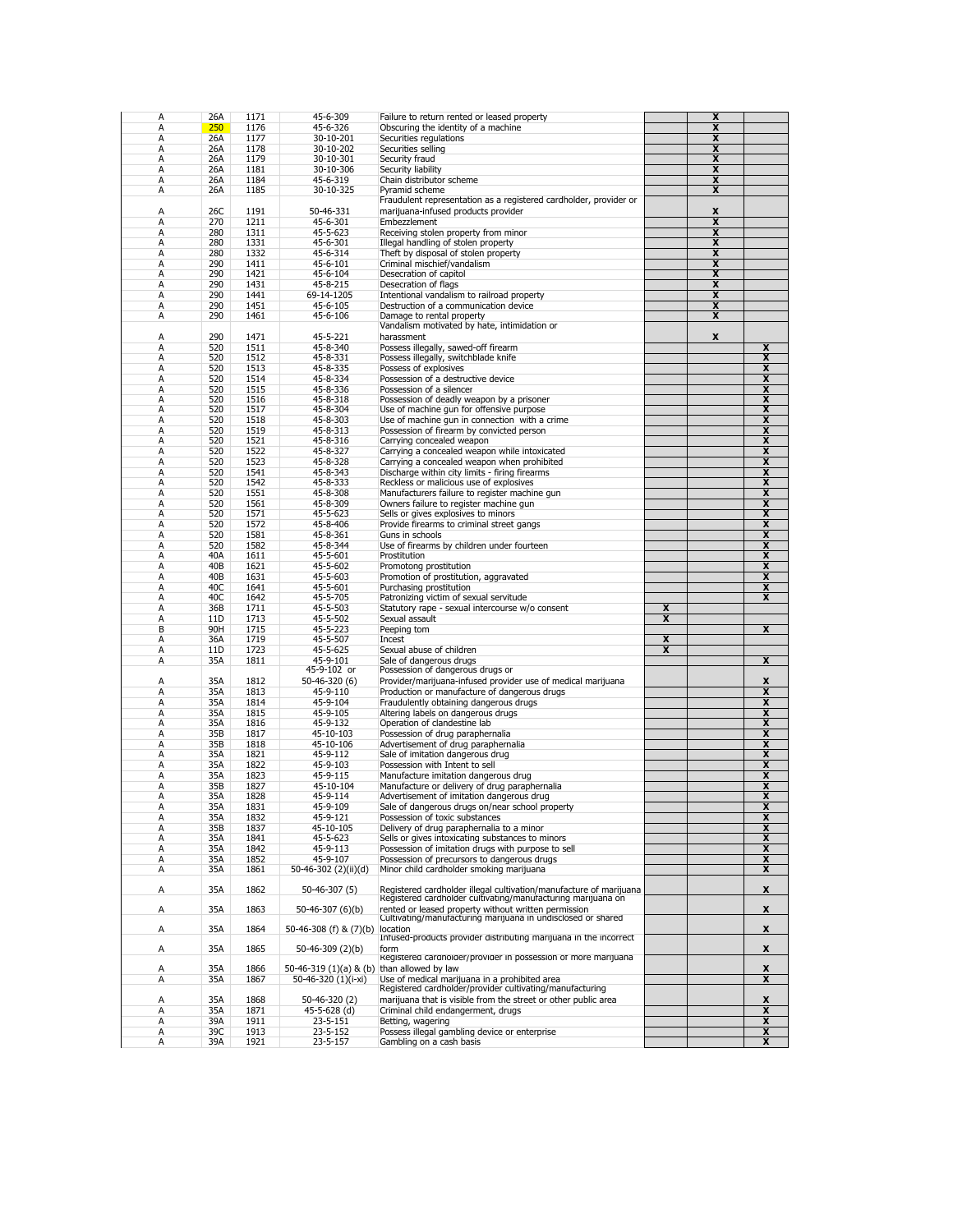| | | | | | | | |
|---|---|---|---|---|---|---|---|
| A | 26A | 1171 | 45-6-309 | Failure to return rented or leased property | | X | |
| A | 250 | 1176 | 45-6-326 | Obscuring the identity of a machine | | X | |
| A | 26A | 1177 | 30-10-201 | Securities regulations | | X | |
| A | 26A | 1178 | 30-10-202 | Securities selling | | X | |
| A | 26A | 1179 | 30-10-301 | Security fraud | | X | |
| A | 26A | 1181 | 30-10-306 | Security liability | | X | |
| A | 26A | 1184 | 45-6-319 | Chain distributor scheme | | X | |
| A | 26A | 1185 | 30-10-325 | Pyramid scheme | | X | |
| A | 26C | 1191 | 50-46-331 | Fraudulent representation as a registered cardholder, provider or marijuana-infused products provider | | X | |
| A | 270 | 1211 | 45-6-301 | Embezzlement | | X | |
| A | 280 | 1311 | 45-5-623 | Receiving stolen property from minor | | X | |
| A | 280 | 1331 | 45-6-301 | Illegal handling of stolen property | | X | |
| A | 280 | 1332 | 45-6-314 | Theft by disposal of stolen property | | X | |
| A | 290 | 1411 | 45-6-101 | Criminal mischief/vandalism | | X | |
| A | 290 | 1421 | 45-6-104 | Desecration of capitol | | X | |
| A | 290 | 1431 | 45-8-215 | Desecration of flags | | X | |
| A | 290 | 1441 | 69-14-1205 | Intentional vandalism to railroad property | | X | |
| A | 290 | 1451 | 45-6-105 | Destruction of a communication device | | X | |
| A | 290 | 1461 | 45-6-106 | Damage to rental property | | X | |
| A | 290 | 1471 | 45-5-221 | Vandalism motivated by hate, intimidation or harassment | | X | |
| A | 520 | 1511 | 45-8-340 | Possess illegally, sawed-off firearm | | | X |
| A | 520 | 1512 | 45-8-331 | Possess illegally, switchblade knife | | | X |
| A | 520 | 1513 | 45-8-335 | Possess of explosives | | | X |
| A | 520 | 1514 | 45-8-334 | Possession of a destructive device | | | X |
| A | 520 | 1515 | 45-8-336 | Possession of a silencer | | | X |
| A | 520 | 1516 | 45-8-318 | Possession of deadly weapon by a prisoner | | | X |
| A | 520 | 1517 | 45-8-304 | Use of machine gun for offensive purpose | | | X |
| A | 520 | 1518 | 45-8-303 | Use of machine gun in connection with a crime | | | X |
| A | 520 | 1519 | 45-8-313 | Possession of firearm by convicted person | | | X |
| A | 520 | 1521 | 45-8-316 | Carrying concealed weapon | | | X |
| A | 520 | 1522 | 45-8-327 | Carrying a concealed weapon while intoxicated | | | X |
| A | 520 | 1523 | 45-8-328 | Carrying a concealed weapon when prohibited | | | X |
| A | 520 | 1541 | 45-8-343 | Discharge within city limits - firing firearms | | | X |
| A | 520 | 1542 | 45-8-333 | Reckless or malicious use of explosives | | | X |
| A | 520 | 1551 | 45-8-308 | Manufacturers failure to register machine gun | | | X |
| A | 520 | 1561 | 45-8-309 | Owners failure to register machine gun | | | X |
| A | 520 | 1571 | 45-5-623 | Sells or gives explosives to minors | | | X |
| A | 520 | 1572 | 45-8-406 | Provide firearms to criminal street gangs | | | X |
| A | 520 | 1581 | 45-8-361 | Guns in schools | | | X |
| A | 520 | 1582 | 45-8-344 | Use of firearms by children under fourteen | | | X |
| A | 40A | 1611 | 45-5-601 | Prostitution | | | X |
| A | 40B | 1621 | 45-5-602 | Promotong prostitution | | | X |
| A | 40B | 1631 | 45-5-603 | Promotion of prostitution, aggravated | | | X |
| A | 40C | 1641 | 45-5-601 | Purchasing prostitution | | | X |
| A | 40C | 1642 | 45-5-705 | Patronizing victim of sexual servitude | | | X |
| A | 36B | 1711 | 45-5-503 | Statutory rape - sexual intercourse w/o consent | X | | |
| A | 11D | 1713 | 45-5-502 | Sexual assault | X | | |
| B | 90H | 1715 | 45-5-223 | Peeping tom | | | X |
| A | 36A | 1719 | 45-5-507 | Incest | X | | |
| A | 11D | 1723 | 45-5-625 | Sexual abuse of children | X | | |
| A | 35A | 1811 | 45-9-101 | Sale of dangerous drugs | | | X |
| A | 35A | 1812 | 45-9-102 or 50-46-320 (6) | Possession of dangerous drugs or Provider/marijuana-infused provider use of medical marijuana | | | X |
| A | 35A | 1813 | 45-9-110 | Production or manufacture of dangerous drugs | | | X |
| A | 35A | 1814 | 45-9-104 | Fraudulently obtaining dangerous drugs | | | X |
| A | 35A | 1815 | 45-9-105 | Altering labels on dangerous drugs | | | X |
| A | 35A | 1816 | 45-9-132 | Operation of clandestine lab | | | X |
| A | 35B | 1817 | 45-10-103 | Possession of drug paraphernalia | | | X |
| A | 35B | 1818 | 45-10-106 | Advertisement of drug paraphernalia | | | X |
| A | 35A | 1821 | 45-9-112 | Sale of imitation dangerous drug | | | X |
| A | 35A | 1822 | 45-9-103 | Possession with Intent to sell | | | X |
| A | 35A | 1823 | 45-9-115 | Manufacture imitation dangerous drug | | | X |
| A | 35B | 1827 | 45-10-104 | Manufacture or delivery of drug paraphernalia | | | X |
| A | 35A | 1828 | 45-9-114 | Advertisement of imitation dangerous drug | | | X |
| A | 35A | 1831 | 45-9-109 | Sale of dangerous drugs on/near school property | | | X |
| A | 35A | 1832 | 45-9-121 | Possession of toxic substances | | | X |
| A | 35B | 1837 | 45-10-105 | Delivery of drug paraphernalia to a minor | | | X |
| A | 35A | 1841 | 45-5-623 | Sells or gives intoxicating substances to minors | | | X |
| A | 35A | 1842 | 45-9-113 | Possession of imitation drugs with purpose to sell | | | X |
| A | 35A | 1852 | 45-9-107 | Possession of precursors to dangerous drugs | | | X |
| A | 35A | 1861 | 50-46-302 (2)(ii)(d) | Minor child cardholder smoking marijuana | | | X |
| A | 35A | 1862 | 50-46-307 (5) | Registered cardholder illegal cultivation/manufacture of marijuana | | | X |
| A | 35A | 1863 | 50-46-307 (6)(b) | Registered cardholder cultivating/manufacturing marijuana on rented or leased property without written permission | | | X |
| A | 35A | 1864 | 50-46-308 (f) & (7)(b) | Cultivating/manufacturing marijuana in undisclosed or shared location | | | X |
| A | 35A | 1865 | 50-46-309 (2)(b) | Infused-products provider distributing marijuana in the incorrect form | | | X |
| A | 35A | 1866 | 50-46-319 (1)(a) & (b) | Registered cardholder/provider in possession of more marijuana than allowed by law | | | X |
| A | 35A | 1867 | 50-46-320 (1)(i-xi) | Use of medical marijuana in a prohibited area | | | X |
| A | 35A | 1868 | 50-46-320 (2) | Registered cardholder/provider cultivating/manufacturing marijuana that is visible from the street or other public area | | | X |
| A | 35A | 1871 | 45-5-628 (d) | Criminal child endangerment, drugs | | | X |
| A | 39A | 1911 | 23-5-151 | Betting, wagering | | | X |
| A | 39C | 1913 | 23-5-152 | Possess illegal gambling device or enterprise | | | X |
| A | 39A | 1921 | 23-5-157 | Gambling on a cash basis | | | X |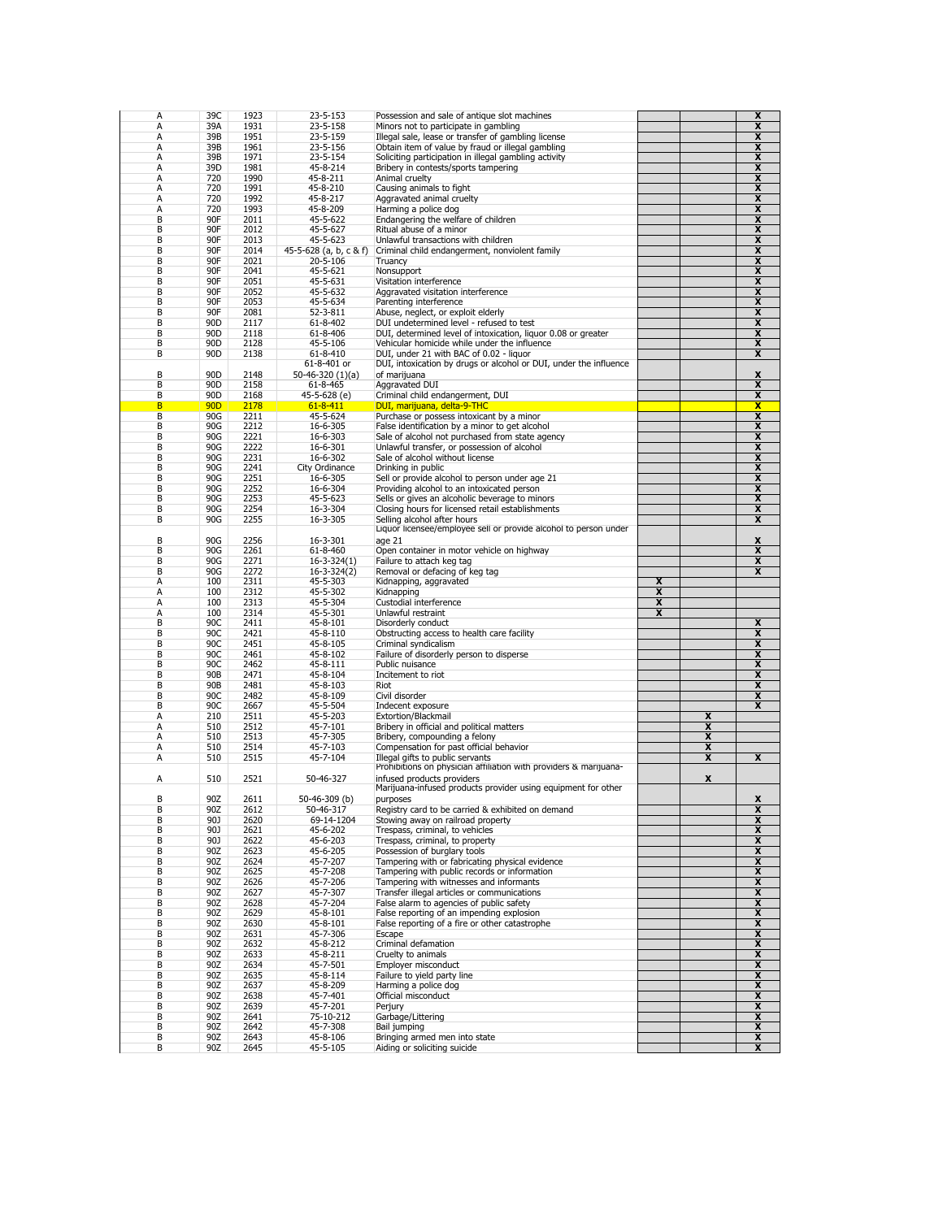| | | | | | | | |
|---|---|---|---|---|---|---|---|
| A | 39C | 1923 | 23-5-153 | Possession and sale of antique slot machines | | | X |
| A | 39A | 1931 | 23-5-158 | Minors not to participate in gambling | | | X |
| A | 39B | 1951 | 23-5-159 | Illegal sale, lease or transfer of gambling license | | | X |
| A | 39B | 1961 | 23-5-156 | Obtain item of value by fraud or illegal gambling | | | X |
| A | 39B | 1971 | 23-5-154 | Soliciting participation in illegal gambling activity | | | X |
| A | 39D | 1981 | 45-8-214 | Bribery in contests/sports tampering | | | X |
| A | 720 | 1990 | 45-8-211 | Animal cruelty | | | X |
| A | 720 | 1991 | 45-8-210 | Causing animals to fight | | | X |
| A | 720 | 1992 | 45-8-217 | Aggravated animal cruelty | | | X |
| A | 720 | 1993 | 45-8-209 | Harming a police dog | | | X |
| B | 90F | 2011 | 45-5-622 | Endangering the welfare of children | | | X |
| B | 90F | 2012 | 45-5-627 | Ritual abuse of a minor | | | X |
| B | 90F | 2013 | 45-5-623 | Unlawful transactions with children | | | X |
| B | 90F | 2014 | 45-5-628 (a, b, c & f) | Criminal child endangerment, nonviolent family | | | X |
| B | 90F | 2021 | 20-5-106 | Truancy | | | X |
| B | 90F | 2041 | 45-5-621 | Nonsupport | | | X |
| B | 90F | 2051 | 45-5-631 | Visitation interference | | | X |
| B | 90F | 2052 | 45-5-632 | Aggravated visitation interference | | | X |
| B | 90F | 2053 | 45-5-634 | Parenting interference | | | X |
| B | 90F | 2081 | 52-3-811 | Abuse, neglect, or exploit elderly | | | X |
| B | 90D | 2117 | 61-8-402 | DUI undetermined level - refused to test | | | X |
| B | 90D | 2118 | 61-8-406 | DUI, determined level of intoxication, liquor 0.08 or greater | | | X |
| B | 90D | 2128 | 45-5-106 | Vehicular homicide while under the influence | | | X |
| B | 90D | 2138 | 61-8-410 | DUI, under 21 with BAC of 0.02 - liquor | | | X |
| B | 90D | 2148 | 61-8-401 or 50-46-320 (1)(a) | DUI, intoxication by drugs or alcohol or DUI, under the influence of marijuana | | | X |
| B | 90D | 2158 | 61-8-465 | Aggravated DUI | | | X |
| B | 90D | 2168 | 45-5-628 (e) | Criminal child endangerment, DUI | | | X |
| B | 90D | 2178 | 61-8-411 | DUI, marijuana, delta-9-THC | | | X |
| B | 90G | 2211 | 45-5-624 | Purchase or possess intoxicant by a minor | | | X |
| B | 90G | 2212 | 16-6-305 | False identification by a minor to get alcohol | | | X |
| B | 90G | 2221 | 16-6-303 | Sale of alcohol not purchased from state agency | | | X |
| B | 90G | 2222 | 16-6-301 | Unlawful transfer, or possession of alcohol | | | X |
| B | 90G | 2231 | 16-6-302 | Sale of alcohol without license | | | X |
| B | 90G | 2241 | City Ordinance | Drinking in public | | | X |
| B | 90G | 2251 | 16-6-305 | Sell or provide alcohol to person under age 21 | | | X |
| B | 90G | 2252 | 16-6-304 | Providing alcohol to an intoxicated person | | | X |
| B | 90G | 2253 | 45-5-623 | Sells or gives an alcoholic beverage to minors | | | X |
| B | 90G | 2254 | 16-3-304 | Closing hours for licensed retail establishments | | | X |
| B | 90G | 2255 | 16-3-305 | Selling alcohol after hours | | | X |
| B | 90G | 2256 | 16-3-301 | Liquor licensee/employee sell or provide alcohol to person under age 21 | | | X |
| B | 90G | 2261 | 61-8-460 | Open container in motor vehicle on highway | | | X |
| B | 90G | 2271 | 16-3-324(1) | Failure to attach keg tag | | | X |
| B | 90G | 2272 | 16-3-324(2) | Removal or defacing of keg tag | | | X |
| A | 100 | 2311 | 45-5-303 | Kidnapping, aggravated | X | | |
| A | 100 | 2312 | 45-5-302 | Kidnapping | X | | |
| A | 100 | 2313 | 45-5-304 | Custodial interference | X | | |
| A | 100 | 2314 | 45-5-301 | Unlawful restraint | X | | |
| B | 90C | 2411 | 45-8-101 | Disorderly conduct | | | X |
| B | 90C | 2421 | 45-8-110 | Obstructing access to health care facility | | | X |
| B | 90C | 2451 | 45-8-105 | Criminal syndicalism | | | X |
| B | 90C | 2461 | 45-8-102 | Failure of disorderly person to disperse | | | X |
| B | 90C | 2462 | 45-8-111 | Public nuisance | | | X |
| B | 90B | 2471 | 45-8-104 | Incitement to riot | | | X |
| B | 90B | 2481 | 45-8-103 | Riot | | | X |
| B | 90C | 2482 | 45-8-109 | Civil disorder | | | X |
| B | 90C | 2667 | 45-5-504 | Indecent exposure | | | X |
| A | 210 | 2511 | 45-5-203 | Extortion/Blackmail | | X | |
| A | 510 | 2512 | 45-7-101 | Bribery in official and political matters | | X | |
| A | 510 | 2513 | 45-7-305 | Bribery, compounding a felony | | X | |
| A | 510 | 2514 | 45-7-103 | Compensation for past official behavior | | X | |
| A | 510 | 2515 | 45-7-104 | Illegal gifts to public servants | | X | X |
| A | 510 | 2521 | 50-46-327 | Prohibitions on physician affiliation with providers & marijuana-infused products providers | | X | |
| B | 90Z | 2611 | 50-46-309 (b) | Marijuana-infused products provider using equipment for other purposes | | | X |
| B | 90Z | 2612 | 50-46-317 | Registry card to be carried & exhibited on demand | | | X |
| B | 90J | 2620 | 69-14-1204 | Stowing away on railroad property | | | X |
| B | 90J | 2621 | 45-6-202 | Trespass, criminal, to vehicles | | | X |
| B | 90J | 2622 | 45-6-203 | Trespass, criminal, to property | | | X |
| B | 90Z | 2623 | 45-6-205 | Possession of burglary tools | | | X |
| B | 90Z | 2624 | 45-7-207 | Tampering with or fabricating physical evidence | | | X |
| B | 90Z | 2625 | 45-7-208 | Tampering with public records or information | | | X |
| B | 90Z | 2626 | 45-7-206 | Tampering with witnesses and informants | | | X |
| B | 90Z | 2627 | 45-7-307 | Transfer illegal articles or communications | | | X |
| B | 90Z | 2628 | 45-7-204 | False alarm to agencies of public safety | | | X |
| B | 90Z | 2629 | 45-8-101 | False reporting of an impending explosion | | | X |
| B | 90Z | 2630 | 45-8-101 | False reporting of a fire or other catastrophe | | | X |
| B | 90Z | 2631 | 45-7-306 | Escape | | | X |
| B | 90Z | 2632 | 45-8-212 | Criminal defamation | | | X |
| B | 90Z | 2633 | 45-8-211 | Cruelty to animals | | | X |
| B | 90Z | 2634 | 45-7-501 | Employer misconduct | | | X |
| B | 90Z | 2635 | 45-8-114 | Failure to yield party line | | | X |
| B | 90Z | 2637 | 45-8-209 | Harming a police dog | | | X |
| B | 90Z | 2638 | 45-7-401 | Official misconduct | | | X |
| B | 90Z | 2639 | 45-7-201 | Perjury | | | X |
| B | 90Z | 2641 | 75-10-212 | Garbage/Littering | | | X |
| B | 90Z | 2642 | 45-7-308 | Bail jumping | | | X |
| B | 90Z | 2643 | 45-8-106 | Bringing armed men into state | | | X |
| B | 90Z | 2645 | 45-5-105 | Aiding or soliciting suicide | | | X |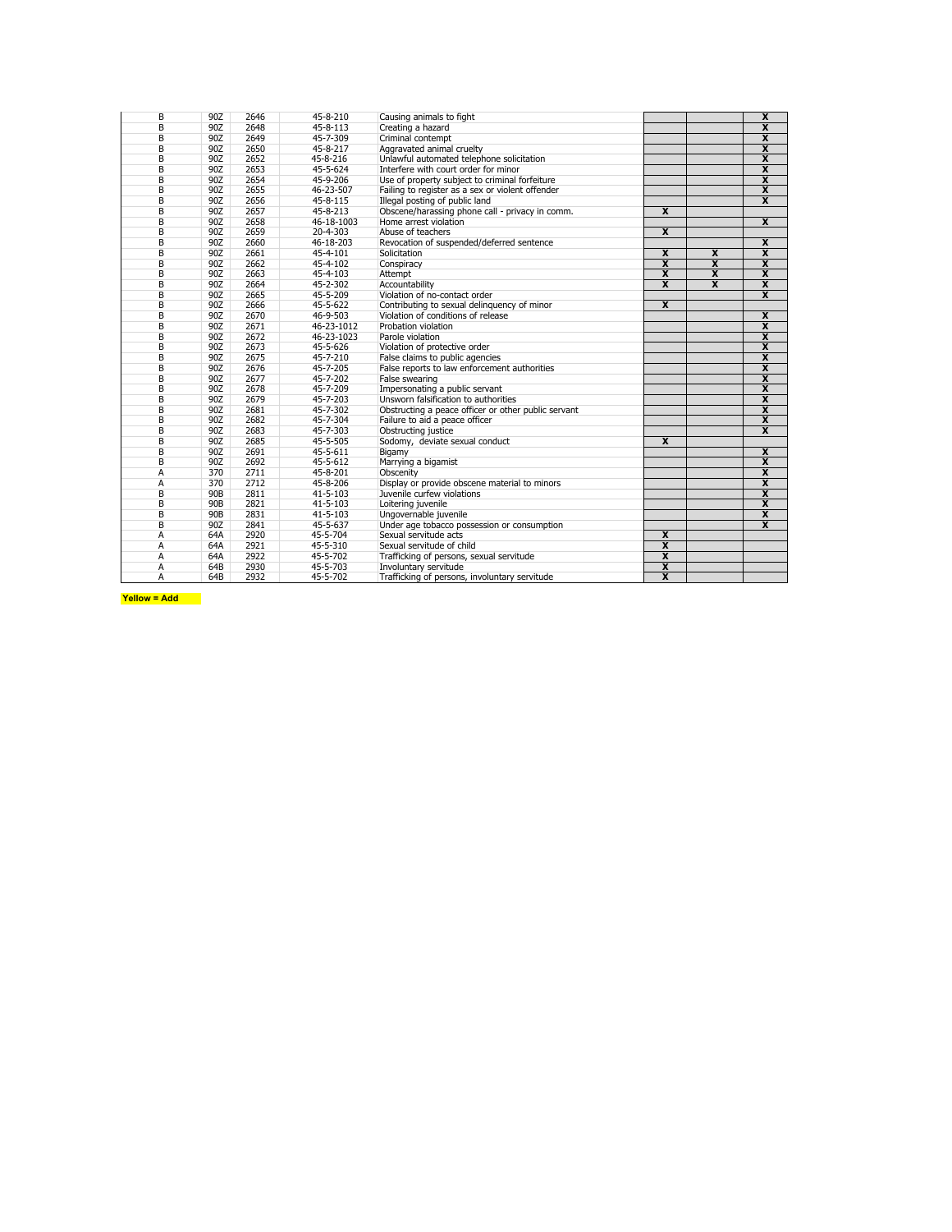| | | | | | | | |
|---|---|---|---|---|---|---|---|
| B | 90Z | 2646 | 45-8-210 | Causing animals to fight | | | X |
| B | 90Z | 2648 | 45-8-113 | Creating a hazard | | | X |
| B | 90Z | 2649 | 45-7-309 | Criminal contempt | | | X |
| B | 90Z | 2650 | 45-8-217 | Aggravated animal cruelty | | | X |
| B | 90Z | 2652 | 45-8-216 | Unlawful automated telephone solicitation | | | X |
| B | 90Z | 2653 | 45-5-624 | Interfere with court order for minor | | | X |
| B | 90Z | 2654 | 45-9-206 | Use of property subject to criminal forfeiture | | | X |
| B | 90Z | 2655 | 46-23-507 | Failing to register as a sex or violent offender | | | X |
| B | 90Z | 2656 | 45-8-115 | Illegal posting of public land | | | X |
| B | 90Z | 2657 | 45-8-213 | Obscene/harassing phone call - privacy in comm. | X | | |
| B | 90Z | 2658 | 46-18-1003 | Home arrest violation | | | X |
| B | 90Z | 2659 | 20-4-303 | Abuse of teachers | X | | |
| B | 90Z | 2660 | 46-18-203 | Revocation of suspended/deferred sentence | | | X |
| B | 90Z | 2661 | 45-4-101 | Solicitation | X | X | X |
| B | 90Z | 2662 | 45-4-102 | Conspiracy | X | X | X |
| B | 90Z | 2663 | 45-4-103 | Attempt | X | X | X |
| B | 90Z | 2664 | 45-2-302 | Accountability | X | X | X |
| B | 90Z | 2665 | 45-5-209 | Violation of no-contact order | | | X |
| B | 90Z | 2666 | 45-5-622 | Contributing to sexual delinquency of minor | X | | |
| B | 90Z | 2670 | 46-9-503 | Violation of conditions of release | | | X |
| B | 90Z | 2671 | 46-23-1012 | Probation violation | | | X |
| B | 90Z | 2672 | 46-23-1023 | Parole violation | | | X |
| B | 90Z | 2673 | 45-5-626 | Violation of protective order | | | X |
| B | 90Z | 2675 | 45-7-210 | False claims to public agencies | | | X |
| B | 90Z | 2676 | 45-7-205 | False reports to law enforcement authorities | | | X |
| B | 90Z | 2677 | 45-7-202 | False swearing | | | X |
| B | 90Z | 2678 | 45-7-209 | Impersonating a public servant | | | X |
| B | 90Z | 2679 | 45-7-203 | Unsworn falsification to authorities | | | X |
| B | 90Z | 2681 | 45-7-302 | Obstructing a peace officer or other public servant | | | X |
| B | 90Z | 2682 | 45-7-304 | Failure to aid a peace officer | | | X |
| B | 90Z | 2683 | 45-7-303 | Obstructing justice | | | X |
| B | 90Z | 2685 | 45-5-505 | Sodomy, deviate sexual conduct | X | | |
| B | 90Z | 2691 | 45-5-611 | Bigamy | | | X |
| B | 90Z | 2692 | 45-5-612 | Marrying a bigamist | | | X |
| A | 370 | 2711 | 45-8-201 | Obscenity | | | X |
| A | 370 | 2712 | 45-8-206 | Display or provide obscene material to minors | | | X |
| B | 90B | 2811 | 41-5-103 | Juvenile curfew violations | | | X |
| B | 90B | 2821 | 41-5-103 | Loitering juvenile | | | X |
| B | 90B | 2831 | 41-5-103 | Ungovernable juvenile | | | X |
| B | 90Z | 2841 | 45-5-637 | Under age tobacco possession or consumption | | | X |
| A | 64A | 2920 | 45-5-704 | Sexual servitude acts | X | | |
| A | 64A | 2921 | 45-5-310 | Sexual servitude of child | X | | |
| A | 64A | 2922 | 45-5-702 | Trafficking of persons, sexual servitude | X | | |
| A | 64B | 2930 | 45-5-703 | Involuntary servitude | X | | |
| A | 64B | 2932 | 45-5-702 | Trafficking of persons, involuntary servitude | X | | |

**Yellow = Add**